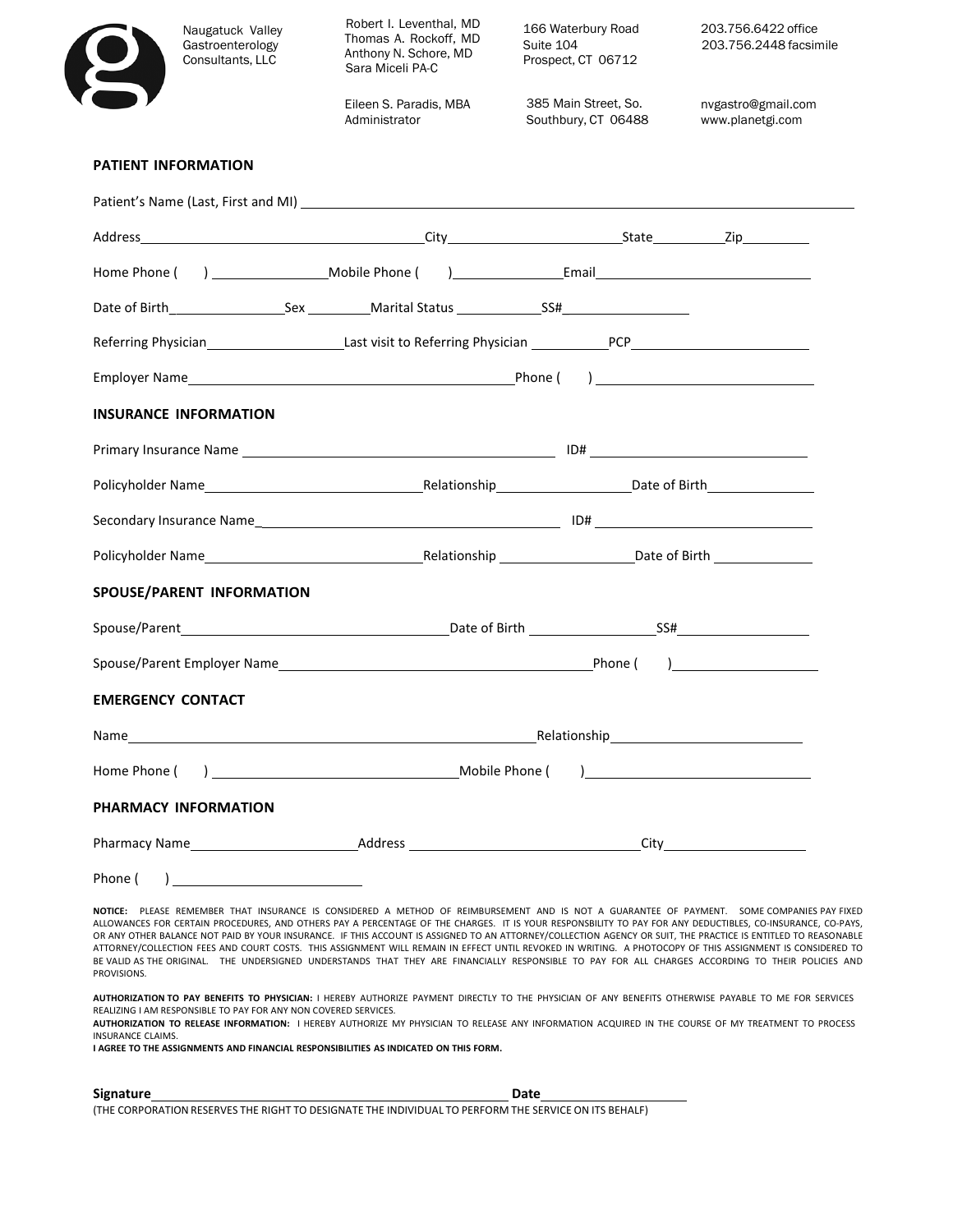Naugatuck Valley Gastroenterology Consultants, LLC

Robert I. Leventhal, MD
Thomas A. Rockoff, MD
Anthony N. Schore, MD
Sara Miceli PA-C

Eileen S. Paradis, MBA
Administrator

166 Waterbury Road
Suite 104
Prospect, CT 06712

385 Main Street, So.
Southbury, CT 06488

203.756.6422 office
203.756.2448 facsimile

nvgastro@gmail.com
www.planetgi.com

## PATIENT INFORMATION

Patient's Name (Last, First and MI) ____________________

Address ____________________ City ____________________ State __________ Zip __________

Home Phone ( ) ____________ Mobile Phone ( ) ____________ Email ____________________

Date of Birth ____________ Sex ________ Marital Status ____________ SS# ____________

Referring Physician ____________ Last visit to Referring Physician __________ PCP ____________

Employer Name ____________________ Phone ( ) ____________

## INSURANCE INFORMATION

Primary Insurance Name ____________________ ID# ____________

Policyholder Name ____________________ Relationship ____________ Date of Birth ____________

Secondary Insurance Name ____________________ ID# ____________

Policyholder Name ____________________ Relationship ____________ Date of Birth ____________

## SPOUSE/PARENT INFORMATION

Spouse/Parent ____________________ Date of Birth ____________ SS# ____________

Spouse/Parent Employer Name ____________________ Phone ( ) ____________

## EMERGENCY CONTACT

Name ____________________ Relationship ____________

Home Phone ( ) ____________ Mobile Phone ( ) ____________

## PHARMACY INFORMATION

Pharmacy Name ____________ Address ____________________ City ____________

Phone ( ) ____________

**NOTICE:** PLEASE REMEMBER THAT INSURANCE IS CONSIDERED A METHOD OF REIMBURSEMENT AND IS NOT A GUARANTEE OF PAYMENT. SOME COMPANIES PAY FIXED ALLOWANCES FOR CERTAIN PROCEDURES, AND OTHERS PAY A PERCENTAGE OF THE CHARGES. IT IS YOUR RESPONSBILITY TO PAY FOR ANY DEDUCTIBLES, CO-INSURANCE, CO-PAYS, OR ANY OTHER BALANCE NOT PAID BY YOUR INSURANCE. IF THIS ACCOUNT IS ASSIGNED TO AN ATTORNEY/COLLECTION AGENCY OR SUIT, THE PRACTICE IS ENTITLED TO REASONABLE ATTORNEY/COLLECTION FEES AND COURT COSTS. THIS ASSIGNMENT WILL REMAIN IN EFFECT UNTIL REVOKED IN WRITING. A PHOTOCOPY OF THIS ASSIGNMENT IS CONSIDERED TO BE VALID AS THE ORIGINAL. THE UNDERSIGNED UNDERSTANDS THAT THEY ARE FINANCIALLY RESPONSIBLE TO PAY FOR ALL CHARGES ACCORDING TO THEIR POLICIES AND PROVISIONS.

**AUTHORIZATION TO PAY BENEFITS TO PHYSICIAN:** I HEREBY AUTHORIZE PAYMENT DIRECTLY TO THE PHYSICIAN OF ANY BENEFITS OTHERWISE PAYABLE TO ME FOR SERVICES REALIZING I AM RESPONSIBLE TO PAY FOR ANY NON COVERED SERVICES.

**AUTHORIZATION TO RELEASE INFORMATION:** I HEREBY AUTHORIZE MY PHYSICIAN TO RELEASE ANY INFORMATION ACQUIRED IN THE COURSE OF MY TREATMENT TO PROCESS INSURANCE CLAIMS.

**I AGREE TO THE ASSIGNMENTS AND FINANCIAL RESPONSIBILITIES AS INDICATED ON THIS FORM.**

**Signature** ____________________ **Date** ____________

(THE CORPORATION RESERVES THE RIGHT TO DESIGNATE THE INDIVIDUAL TO PERFORM THE SERVICE ON ITS BEHALF)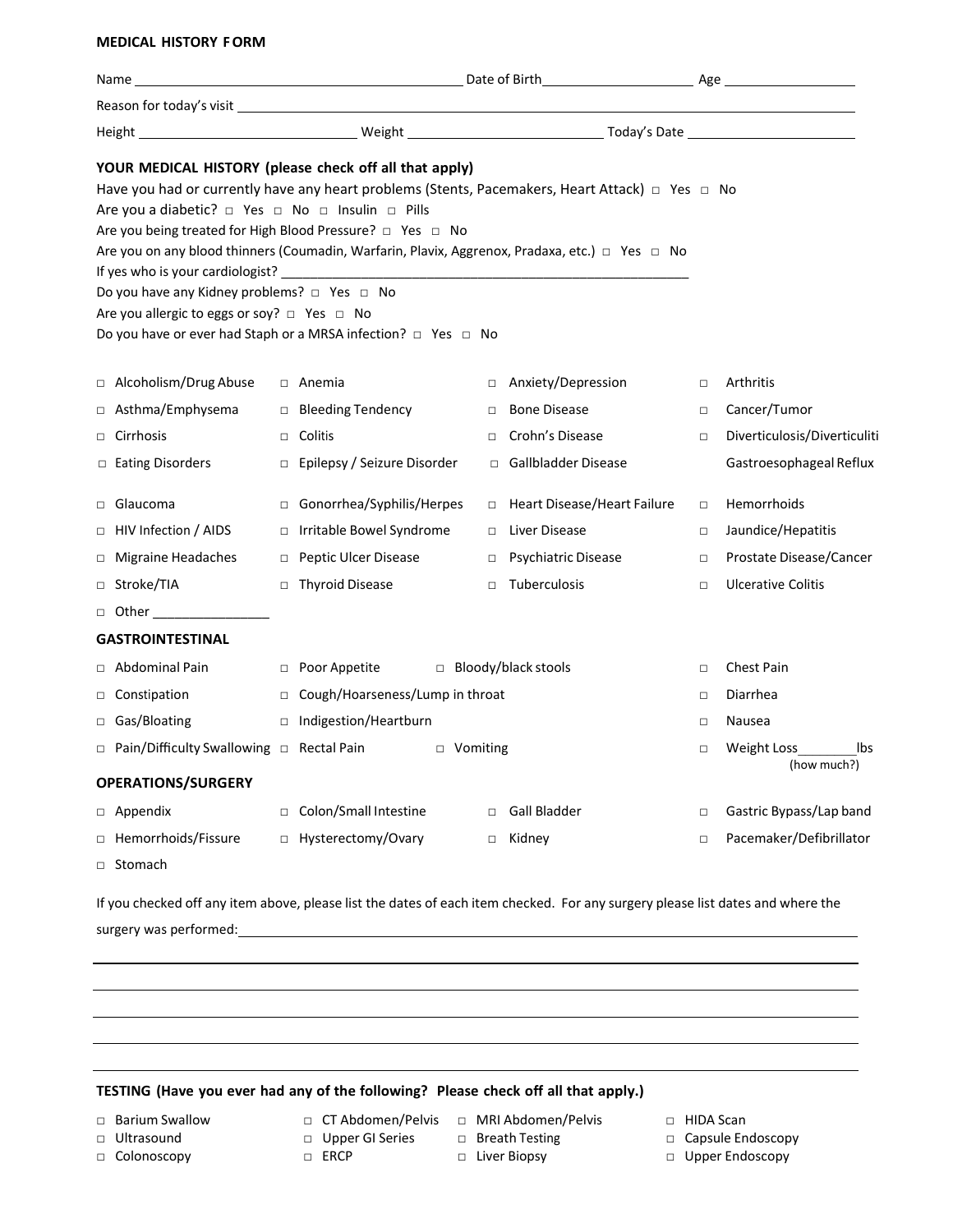**MEDICAL HISTORY FORM**

Name \_\_\_\_\_\_\_\_\_\_\_\_\_\_\_\_\_\_\_\_\_\_\_\_\_\_\_\_\_\_\_\_\_\_\_\_\_\_\_\_\_\_\_ Date of Birth\_\_\_\_\_\_\_\_\_\_\_\_\_\_\_\_\_\_\_\_ Age \_\_\_\_\_\_\_\_\_\_\_\_\_\_\_\_\_\_

Reason for today's visit \_\_\_\_\_\_\_\_\_\_\_\_\_\_\_\_\_\_\_\_\_\_\_\_\_\_\_\_\_\_\_\_\_\_\_\_\_\_\_\_\_\_\_\_\_\_\_\_\_\_\_\_\_\_\_\_\_\_\_\_\_\_\_\_\_\_\_\_\_\_\_\_\_\_\_\_

Height \_\_\_\_\_\_\_\_\_\_\_\_\_\_\_\_\_\_\_\_\_\_\_\_\_\_\_\_\_\_ Weight \_\_\_\_\_\_\_\_\_\_\_\_\_\_\_\_\_\_\_\_\_\_\_\_\_\_\_ Today's Date \_\_\_\_\_\_\_\_\_\_\_\_\_\_\_\_\_\_\_\_\_\_\_

**YOUR MEDICAL HISTORY (please check off all that apply)**

Have you had or currently have any heart problems (Stents, Pacemakers, Heart Attack) □ Yes □ No

Are you a diabetic? □ Yes □ No □ Insulin □ Pills

Are you being treated for High Blood Pressure? □ Yes □ No

Are you on any blood thinners (Coumadin, Warfarin, Plavix, Aggrenox, Pradaxa, etc.) □ Yes □ No

If yes who is your cardiologist? \_\_\_\_\_\_\_\_\_\_\_\_\_\_\_\_\_\_\_\_\_\_\_\_\_\_\_\_\_\_\_\_\_\_\_\_\_\_\_\_\_\_\_\_\_\_\_\_\_\_\_\_\_\_

Do you have any Kidney problems? □ Yes □ No

Are you allergic to eggs or soy? □ Yes □ No

Do you have or ever had Staph or a MRSA infection? □ Yes □ No

| | | | |
|---|---|---|---|
| □ Alcoholism/Drug Abuse | □ Anemia | □ Anxiety/Depression | □ Arthritis |
| □ Asthma/Emphysema | □ Bleeding Tendency | □ Bone Disease | □ Cancer/Tumor |
| □ Cirrhosis | □ Colitis | □ Crohn's Disease | □ Diverticulosis/Diverticuliti |
| □ Eating Disorders | □ Epilepsy / Seizure Disorder | □ Gallbladder Disease | Gastroesophageal Reflux |
| □ Glaucoma | □ Gonorrhea/Syphilis/Herpes | □ Heart Disease/Heart Failure | □ Hemorrhoids |
| □ HIV Infection / AIDS | □ Irritable Bowel Syndrome | □ Liver Disease | □ Jaundice/Hepatitis |
| □ Migraine Headaches | □ Peptic Ulcer Disease | □ Psychiatric Disease | □ Prostate Disease/Cancer |
| □ Stroke/TIA | □ Thyroid Disease | □ Tuberculosis | □ Ulcerative Colitis |
| □ Other \_\_\_\_\_\_\_\_\_\_\_\_\_\_\_\_ | | | |

**GASTROINTESTINAL**

| | | | |
|---|---|---|---|
| □ Abdominal Pain | □ Poor Appetite | □ Bloody/black stools | □ Chest Pain |
| □ Constipation | □ Cough/Hoarseness/Lump in throat | | □ Diarrhea |
| □ Gas/Bloating | □ Indigestion/Heartburn | | □ Nausea |
| □ Pain/Difficulty Swallowing | □ Rectal Pain | □ Vomiting | □ Weight Loss\_\_\_\_\_\_\_\_lbs (how much?) |

**OPERATIONS/SURGERY**

| | | | |
|---|---|---|---|
| □ Appendix | □ Colon/Small Intestine | □ Gall Bladder | □ Gastric Bypass/Lap band |
| □ Hemorrhoids/Fissure | □ Hysterectomy/Ovary | □ Kidney | □ Pacemaker/Defibrillator |
| □ Stomach | | | |

If you checked off any item above, please list the dates of each item checked. For any surgery please list dates and where the surgery was performed:\_\_\_\_\_\_\_\_\_\_\_\_\_\_\_\_\_\_\_\_\_\_\_\_\_\_\_\_\_\_\_\_\_\_\_\_\_\_\_\_\_\_\_\_\_\_\_\_\_\_\_\_\_\_\_\_\_\_\_\_\_\_\_\_\_\_\_\_\_\_\_\_\_\_\_\_\_\_\_\_\_\_\_\_\_\_\_\_

\_\_\_\_\_\_\_\_\_\_\_\_\_\_\_\_\_\_\_\_\_\_\_\_\_\_\_\_\_\_\_\_\_\_\_\_\_\_\_\_\_\_\_\_\_\_\_\_\_\_\_\_\_\_\_\_\_\_\_\_\_\_\_\_\_\_\_\_\_\_\_\_\_\_\_\_\_\_\_\_\_\_\_\_\_\_\_\_\_\_\_\_\_\_\_\_\_\_\_\_\_\_\_\_\_\_

\_\_\_\_\_\_\_\_\_\_\_\_\_\_\_\_\_\_\_\_\_\_\_\_\_\_\_\_\_\_\_\_\_\_\_\_\_\_\_\_\_\_\_\_\_\_\_\_\_\_\_\_\_\_\_\_\_\_\_\_\_\_\_\_\_\_\_\_\_\_\_\_\_\_\_\_\_\_\_\_\_\_\_\_\_\_\_\_\_\_\_\_\_\_\_\_\_\_\_\_\_\_\_\_\_\_

\_\_\_\_\_\_\_\_\_\_\_\_\_\_\_\_\_\_\_\_\_\_\_\_\_\_\_\_\_\_\_\_\_\_\_\_\_\_\_\_\_\_\_\_\_\_\_\_\_\_\_\_\_\_\_\_\_\_\_\_\_\_\_\_\_\_\_\_\_\_\_\_\_\_\_\_\_\_\_\_\_\_\_\_\_\_\_\_\_\_\_\_\_\_\_\_\_\_\_\_\_\_\_\_\_\_

\_\_\_\_\_\_\_\_\_\_\_\_\_\_\_\_\_\_\_\_\_\_\_\_\_\_\_\_\_\_\_\_\_\_\_\_\_\_\_\_\_\_\_\_\_\_\_\_\_\_\_\_\_\_\_\_\_\_\_\_\_\_\_\_\_\_\_\_\_\_\_\_\_\_\_\_\_\_\_\_\_\_\_\_\_\_\_\_\_\_\_\_\_\_\_\_\_\_\_\_\_\_\_\_\_\_

\_\_\_\_\_\_\_\_\_\_\_\_\_\_\_\_\_\_\_\_\_\_\_\_\_\_\_\_\_\_\_\_\_\_\_\_\_\_\_\_\_\_\_\_\_\_\_\_\_\_\_\_\_\_\_\_\_\_\_\_\_\_\_\_\_\_\_\_\_\_\_\_\_\_\_\_\_\_\_\_\_\_\_\_\_\_\_\_\_\_\_\_\_\_\_\_\_\_\_\_\_\_\_\_\_\_

**TESTING (Have you ever had any of the following? Please check off all that apply.)**

| | | | |
|---|---|---|---|
| □ Barium Swallow | □ CT Abdomen/Pelvis | □ MRI Abdomen/Pelvis | □ HIDA Scan |
| □ Ultrasound | □ Upper GI Series | □ Breath Testing | □ Capsule Endoscopy |
| □ Colonoscopy | □ ERCP | □ Liver Biopsy | □ Upper Endoscopy |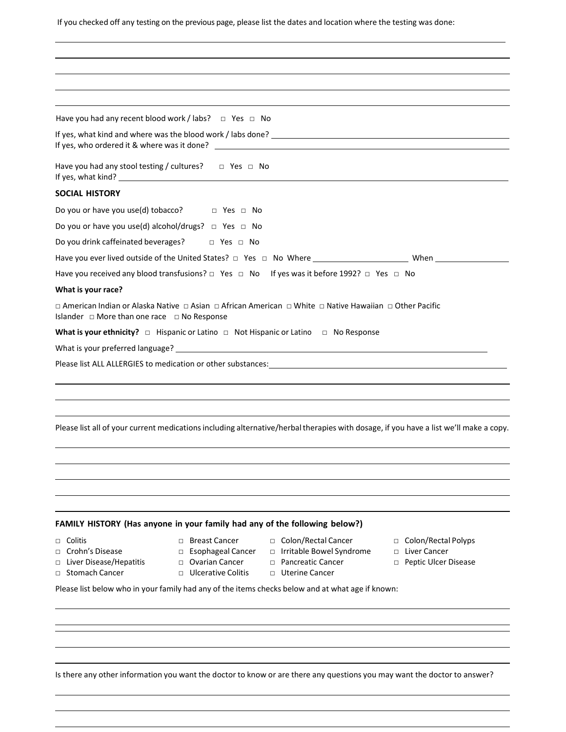If you checked off any testing on the previous page, please list the dates and location where the testing was done:

Have you had any recent blood work / labs? □ Yes □ No

If yes, what kind and where was the blood work / labs done?

If yes, who ordered it & where was it done?

Have you had any stool testing / cultures? □ Yes □ No

If yes, what kind?

**SOCIAL HISTORY**

Do you or have you use(d) tobacco? □ Yes □ No

Do you or have you use(d) alcohol/drugs? □ Yes □ No

Do you drink caffeinated beverages? □ Yes □ No

Have you ever lived outside of the United States? □ Yes □ No Where ______________ When ______________

Have you received any blood transfusions? □ Yes □ No If yes was it before 1992? □ Yes □ No

**What is your race?**

□ American Indian or Alaska Native □ Asian □ African American □ White □ Native Hawaiian □ Other Pacific Islander □ More than one race □ No Response

**What is your ethnicity?** □ Hispanic or Latino □ Not Hispanic or Latino □ No Response

What is your preferred language?

Please list ALL ALLERGIES to medication or other substances:

Please list all of your current medications including alternative/herbal therapies with dosage, if you have a list we'll make a copy.

**FAMILY HISTORY (Has anyone in your family had any of the following below?)**

- □ Colitis
- □ Crohn's Disease
- □ Liver Disease/Hepatitis
- □ Stomach Cancer
- □ Breast Cancer
- □ Esophageal Cancer
- □ Ovarian Cancer
- □ Ulcerative Colitis
- □ Colon/Rectal Cancer
- □ Irritable Bowel Syndrome
- □ Pancreatic Cancer
- □ Uterine Cancer
- □ Colon/Rectal Polyps
- □ Liver Cancer
- □ Peptic Ulcer Disease

Please list below who in your family had any of the items checks below and at what age if known:

Is there any other information you want the doctor to know or are there any questions you may want the doctor to answer?